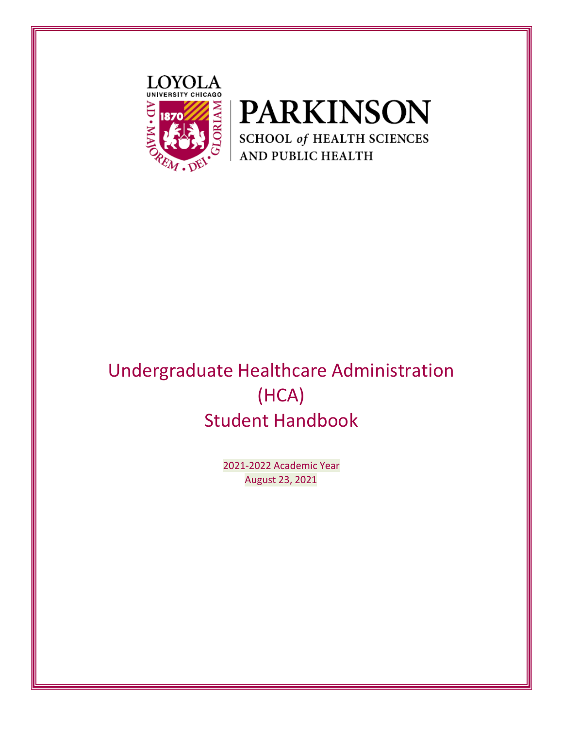LOYOLA UNIVERSITY CHICAGO

PARKINSON SCHOOL *of* HEALTH SCIENCES AND PUBLIC HEALTH

# Undergraduate Healthcare Administration (HCA) Student Handbook

2021-2022 Academic Year

August 23, 2021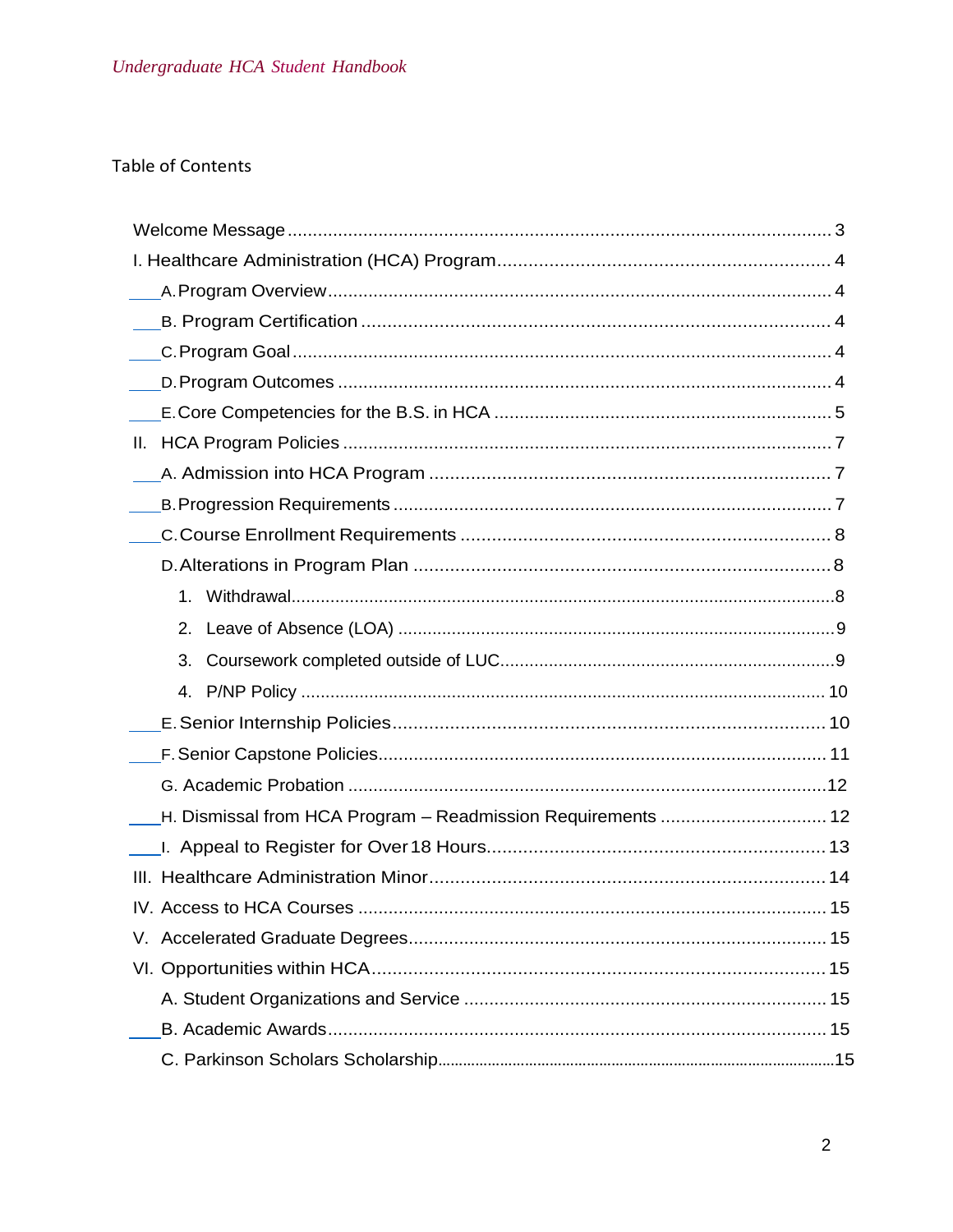Table of Contents

- Welcome Message ........................................................ 3
- I. Healthcare Administration (HCA) Program ........................................................ 4
  - A. Program Overview ........................................................ 4
  - B. Program Certification ........................................................ 4
  - C. Program Goal ........................................................ 4
  - D. Program Outcomes ........................................................ 4
  - E. Core Competencies for the B.S. in HCA ........................................................ 5
- II. HCA Program Policies ........................................................ 7
  - A. Admission into HCA Program ........................................................ 7
  - B. Progression Requirements ........................................................ 7
  - C. Course Enrollment Requirements ........................................................ 8
  - D. Alterations in Program Plan ........................................................ 8
    1. Withdrawal ........................................................ 8
    2. Leave of Absence (LOA) ........................................................ 9
    3. Coursework completed outside of LUC ........................................................ 9
    4. P/NP Policy ........................................................ 10
  - E. Senior Internship Policies ........................................................ 10
  - F. Senior Capstone Policies ........................................................ 11
  - G. Academic Probation ........................................................ 12
  - H. Dismissal from HCA Program – Readmission Requirements ........................................................ 12
  - I. Appeal to Register for Over 18 Hours ........................................................ 13
- III. Healthcare Administration Minor ........................................................ 14
- IV. Access to HCA Courses ........................................................ 15
- V. Accelerated Graduate Degrees ........................................................ 15
- VI. Opportunities within HCA ........................................................ 15
  - A. Student Organizations and Service ........................................................ 15
  - B. Academic Awards ........................................................ 15
  - C. Parkinson Scholars Scholarship ........................................................ 15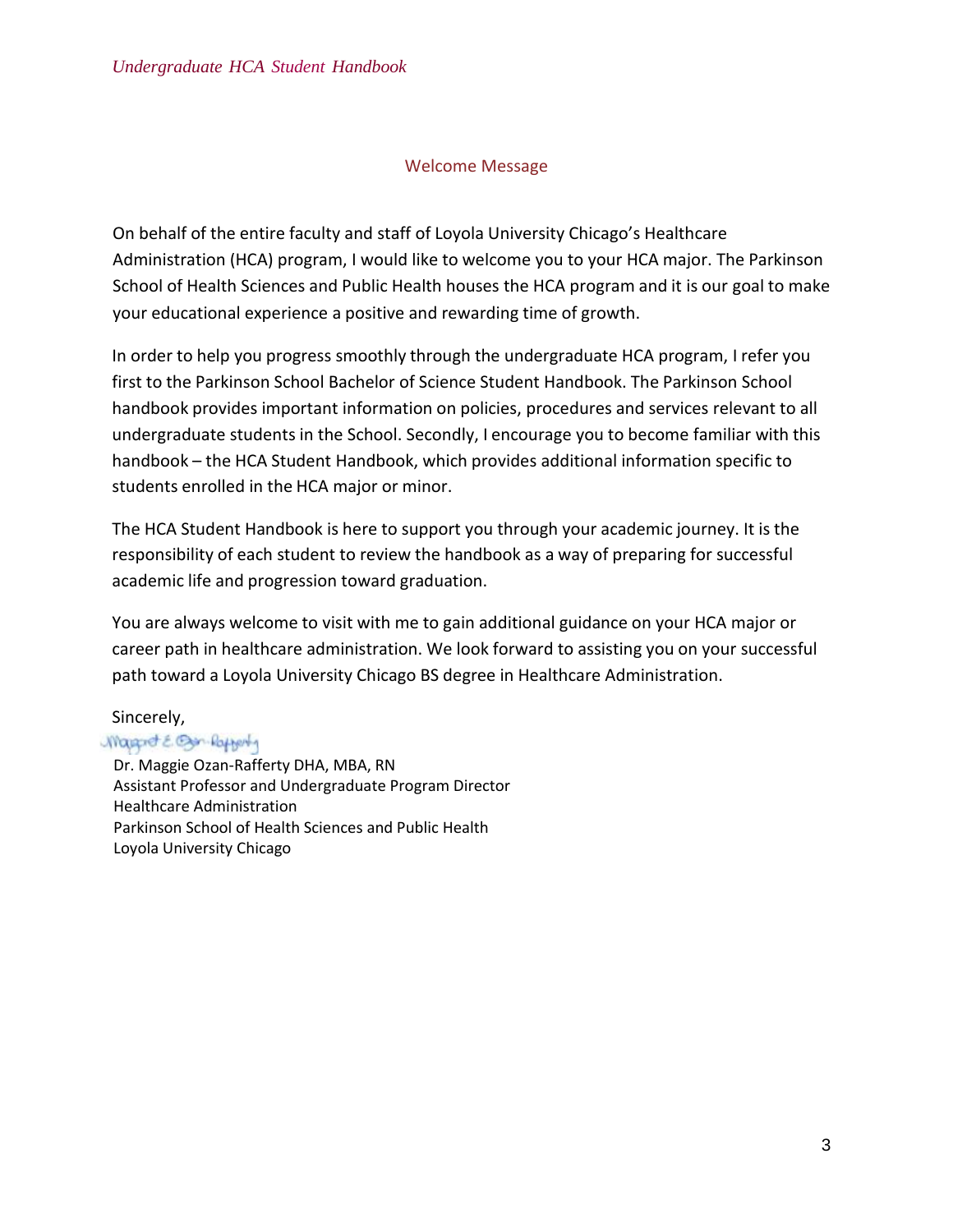## Welcome Message

On behalf of the entire faculty and staff of Loyola University Chicago's Healthcare Administration (HCA) program, I would like to welcome you to your HCA major. The Parkinson School of Health Sciences and Public Health houses the HCA program and it is our goal to make your educational experience a positive and rewarding time of growth.

In order to help you progress smoothly through the undergraduate HCA program, I refer you first to the Parkinson School Bachelor of Science Student Handbook. The Parkinson School handbook provides important information on policies, procedures and services relevant to all undergraduate students in the School. Secondly, I encourage you to become familiar with this handbook – the HCA Student Handbook, which provides additional information specific to students enrolled in the HCA major or minor.

The HCA Student Handbook is here to support you through your academic journey. It is the responsibility of each student to review the handbook as a way of preparing for successful academic life and progression toward graduation.

You are always welcome to visit with me to gain additional guidance on your HCA major or career path in healthcare administration. We look forward to assisting you on your successful path toward a Loyola University Chicago BS degree in Healthcare Administration.

Sincerely,

Margaret E. Ozan-Rafferty

Dr. Maggie Ozan-Rafferty DHA, MBA, RN
Assistant Professor and Undergraduate Program Director
Healthcare Administration
Parkinson School of Health Sciences and Public Health
Loyola University Chicago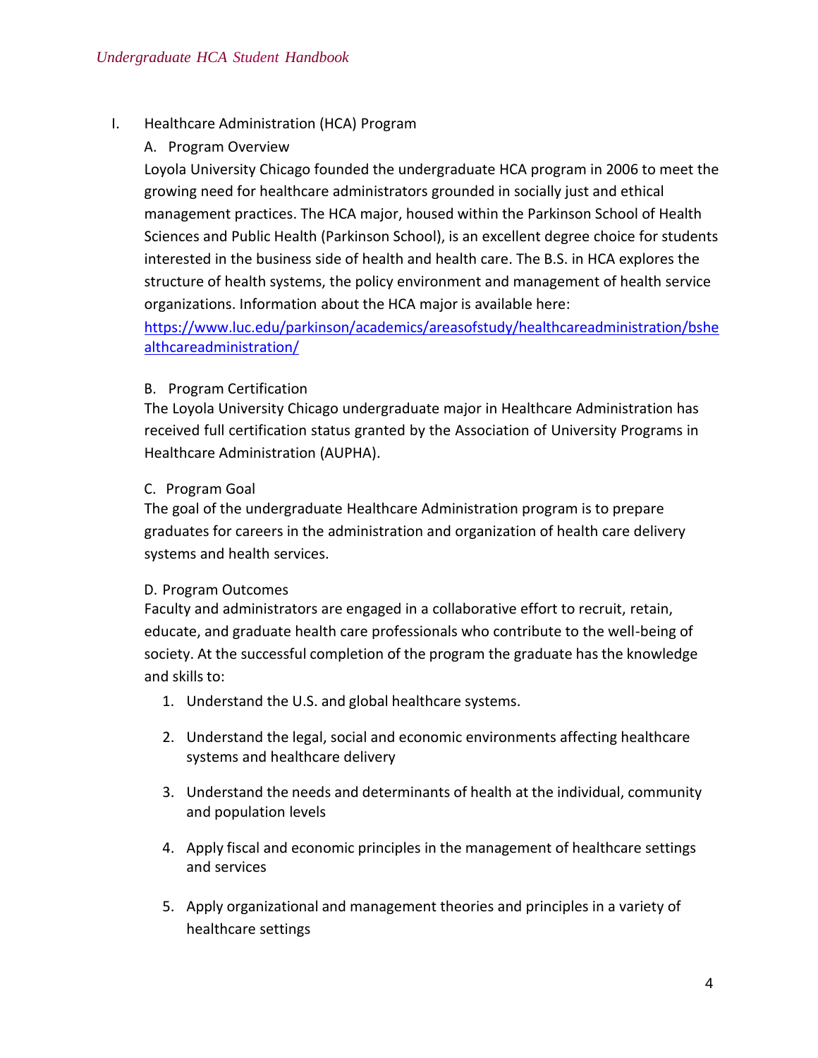# I. Healthcare Administration (HCA) Program

## A. Program Overview

Loyola University Chicago founded the undergraduate HCA program in 2006 to meet the growing need for healthcare administrators grounded in socially just and ethical management practices. The HCA major, housed within the Parkinson School of Health Sciences and Public Health (Parkinson School), is an excellent degree choice for students interested in the business side of health and health care. The B.S. in HCA explores the structure of health systems, the policy environment and management of health service organizations. Information about the HCA major is available here: [https://www.luc.edu/parkinson/academics/areasofstudy/healthcareadministration/bshealthcareadministration/](https://www.luc.edu/parkinson/academics/areasofstudy/healthcareadministration/bshealthcareadministration/)

## B. Program Certification

The Loyola University Chicago undergraduate major in Healthcare Administration has received full certification status granted by the Association of University Programs in Healthcare Administration (AUPHA).

## C. Program Goal

The goal of the undergraduate Healthcare Administration program is to prepare graduates for careers in the administration and organization of health care delivery systems and health services.

## D. Program Outcomes

Faculty and administrators are engaged in a collaborative effort to recruit, retain, educate, and graduate health care professionals who contribute to the well-being of society. At the successful completion of the program the graduate has the knowledge and skills to:

1. Understand the U.S. and global healthcare systems.
2. Understand the legal, social and economic environments affecting healthcare systems and healthcare delivery
3. Understand the needs and determinants of health at the individual, community and population levels
4. Apply fiscal and economic principles in the management of healthcare settings and services
5. Apply organizational and management theories and principles in a variety of healthcare settings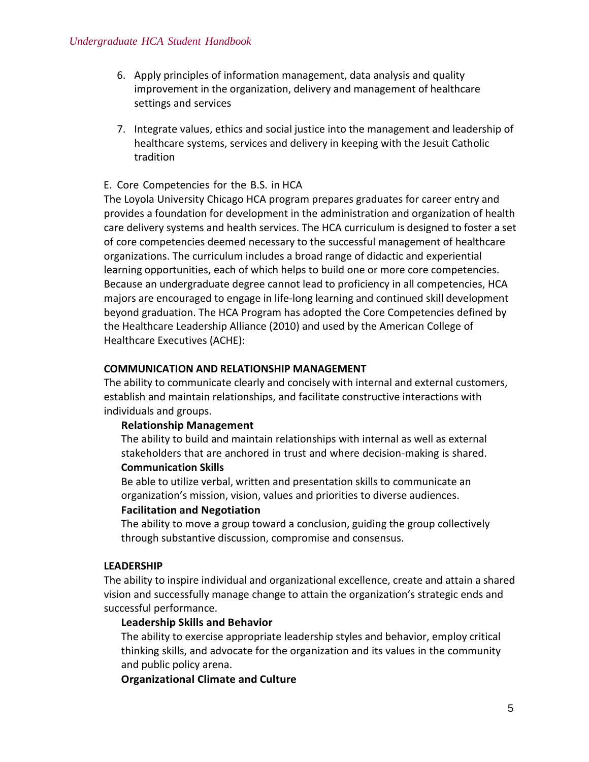6. Apply principles of information management, data analysis and quality improvement in the organization, delivery and management of healthcare settings and services

7. Integrate values, ethics and social justice into the management and leadership of healthcare systems, services and delivery in keeping with the Jesuit Catholic tradition

## E. Core Competencies for the B.S. in HCA

The Loyola University Chicago HCA program prepares graduates for career entry and provides a foundation for development in the administration and organization of health care delivery systems and health services. The HCA curriculum is designed to foster a set of core competencies deemed necessary to the successful management of healthcare organizations. The curriculum includes a broad range of didactic and experiential learning opportunities, each of which helps to build one or more core competencies. Because an undergraduate degree cannot lead to proficiency in all competencies, HCA majors are encouraged to engage in life-long learning and continued skill development beyond graduation. The HCA Program has adopted the Core Competencies defined by the Healthcare Leadership Alliance (2010) and used by the American College of Healthcare Executives (ACHE):

### COMMUNICATION AND RELATIONSHIP MANAGEMENT

The ability to communicate clearly and concisely with internal and external customers, establish and maintain relationships, and facilitate constructive interactions with individuals and groups.

**Relationship Management**

The ability to build and maintain relationships with internal as well as external stakeholders that are anchored in trust and where decision-making is shared.

**Communication Skills**

Be able to utilize verbal, written and presentation skills to communicate an organization's mission, vision, values and priorities to diverse audiences.

**Facilitation and Negotiation**

The ability to move a group toward a conclusion, guiding the group collectively through substantive discussion, compromise and consensus.

### LEADERSHIP

The ability to inspire individual and organizational excellence, create and attain a shared vision and successfully manage change to attain the organization's strategic ends and successful performance.

**Leadership Skills and Behavior**

The ability to exercise appropriate leadership styles and behavior, employ critical thinking skills, and advocate for the organization and its values in the community and public policy arena.

**Organizational Climate and Culture**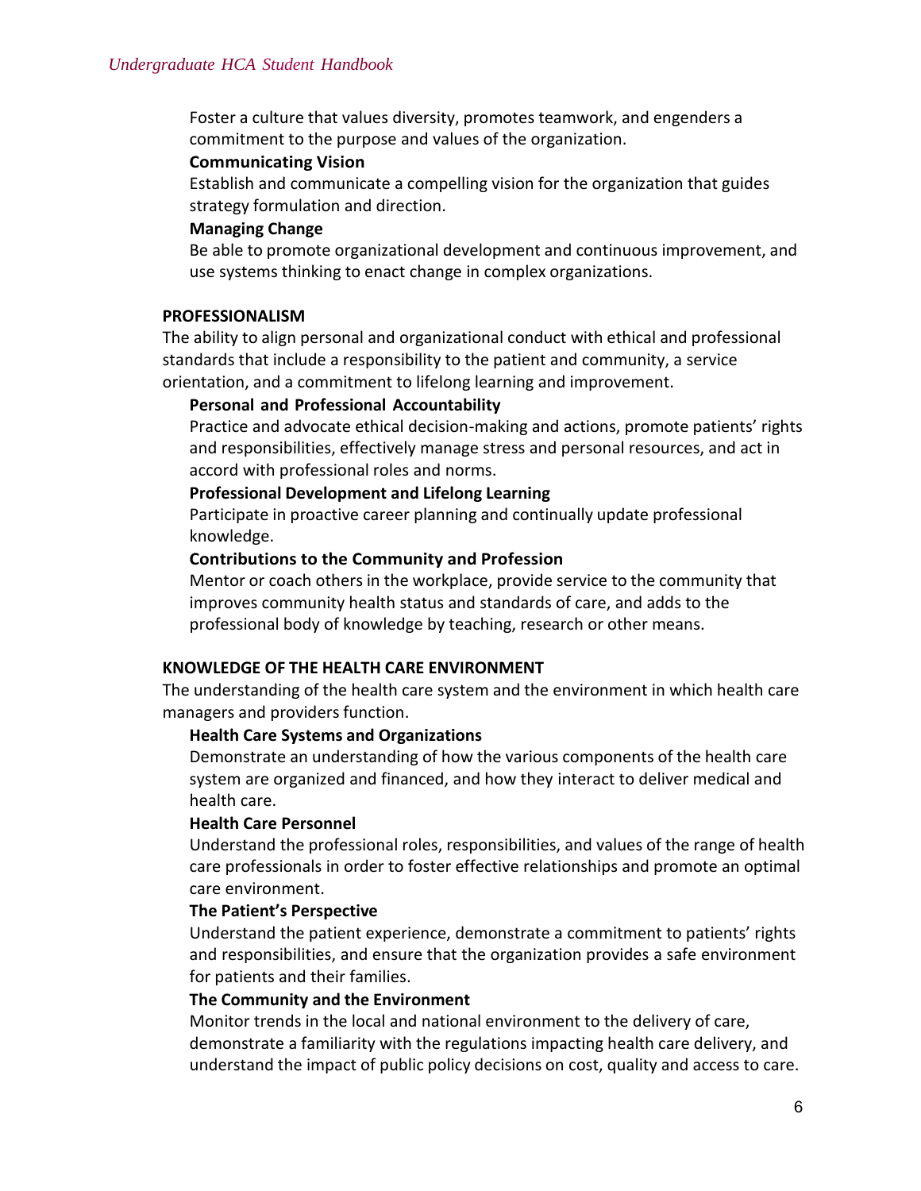Foster a culture that values diversity, promotes teamwork, and engenders a commitment to the purpose and values of the organization.

**Communicating Vision**

Establish and communicate a compelling vision for the organization that guides strategy formulation and direction.

**Managing Change**

Be able to promote organizational development and continuous improvement, and use systems thinking to enact change in complex organizations.

## PROFESSIONALISM

The ability to align personal and organizational conduct with ethical and professional standards that include a responsibility to the patient and community, a service orientation, and a commitment to lifelong learning and improvement.

**Personal and Professional Accountability**

Practice and advocate ethical decision-making and actions, promote patients' rights and responsibilities, effectively manage stress and personal resources, and act in accord with professional roles and norms.

**Professional Development and Lifelong Learning**

Participate in proactive career planning and continually update professional knowledge.

**Contributions to the Community and Profession**

Mentor or coach others in the workplace, provide service to the community that improves community health status and standards of care, and adds to the professional body of knowledge by teaching, research or other means.

## KNOWLEDGE OF THE HEALTH CARE ENVIRONMENT

The understanding of the health care system and the environment in which health care managers and providers function.

**Health Care Systems and Organizations**

Demonstrate an understanding of how the various components of the health care system are organized and financed, and how they interact to deliver medical and health care.

**Health Care Personnel**

Understand the professional roles, responsibilities, and values of the range of health care professionals in order to foster effective relationships and promote an optimal care environment.

**The Patient's Perspective**

Understand the patient experience, demonstrate a commitment to patients' rights and responsibilities, and ensure that the organization provides a safe environment for patients and their families.

**The Community and the Environment**

Monitor trends in the local and national environment to the delivery of care, demonstrate a familiarity with the regulations impacting health care delivery, and understand the impact of public policy decisions on cost, quality and access to care.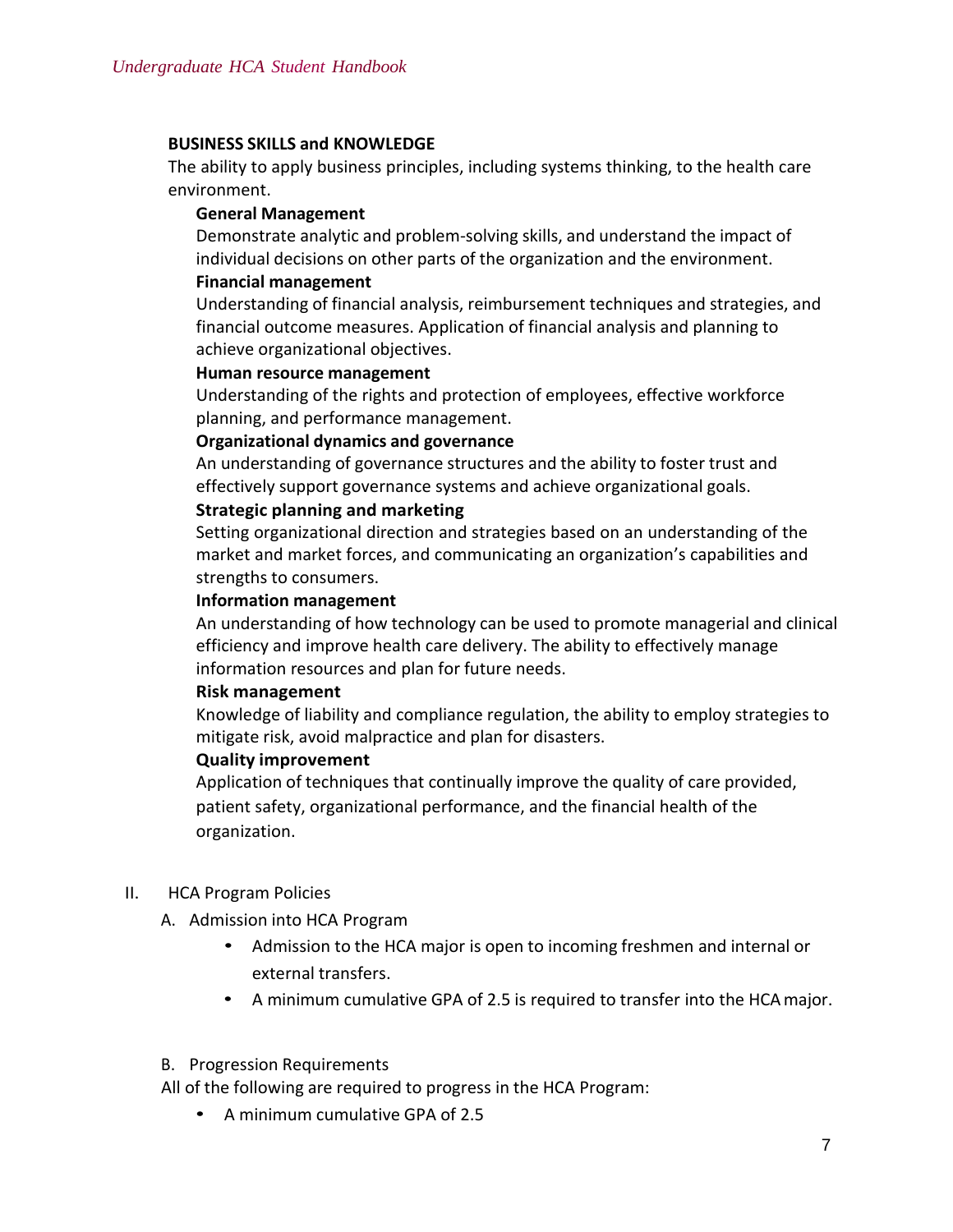**BUSINESS SKILLS and KNOWLEDGE**

The ability to apply business principles, including systems thinking, to the health care environment.

**General Management**

Demonstrate analytic and problem-solving skills, and understand the impact of individual decisions on other parts of the organization and the environment.

**Financial management**

Understanding of financial analysis, reimbursement techniques and strategies, and financial outcome measures. Application of financial analysis and planning to achieve organizational objectives.

**Human resource management**

Understanding of the rights and protection of employees, effective workforce planning, and performance management.

**Organizational dynamics and governance**

An understanding of governance structures and the ability to foster trust and effectively support governance systems and achieve organizational goals.

**Strategic planning and marketing**

Setting organizational direction and strategies based on an understanding of the market and market forces, and communicating an organization's capabilities and strengths to consumers.

**Information management**

An understanding of how technology can be used to promote managerial and clinical efficiency and improve health care delivery. The ability to effectively manage information resources and plan for future needs.

**Risk management**

Knowledge of liability and compliance regulation, the ability to employ strategies to mitigate risk, avoid malpractice and plan for disasters.

**Quality improvement**

Application of techniques that continually improve the quality of care provided, patient safety, organizational performance, and the financial health of the organization.

## II. HCA Program Policies

### A. Admission into HCA Program

- Admission to the HCA major is open to incoming freshmen and internal or external transfers.
- A minimum cumulative GPA of 2.5 is required to transfer into the HCA major.

### B. Progression Requirements

All of the following are required to progress in the HCA Program:

- A minimum cumulative GPA of 2.5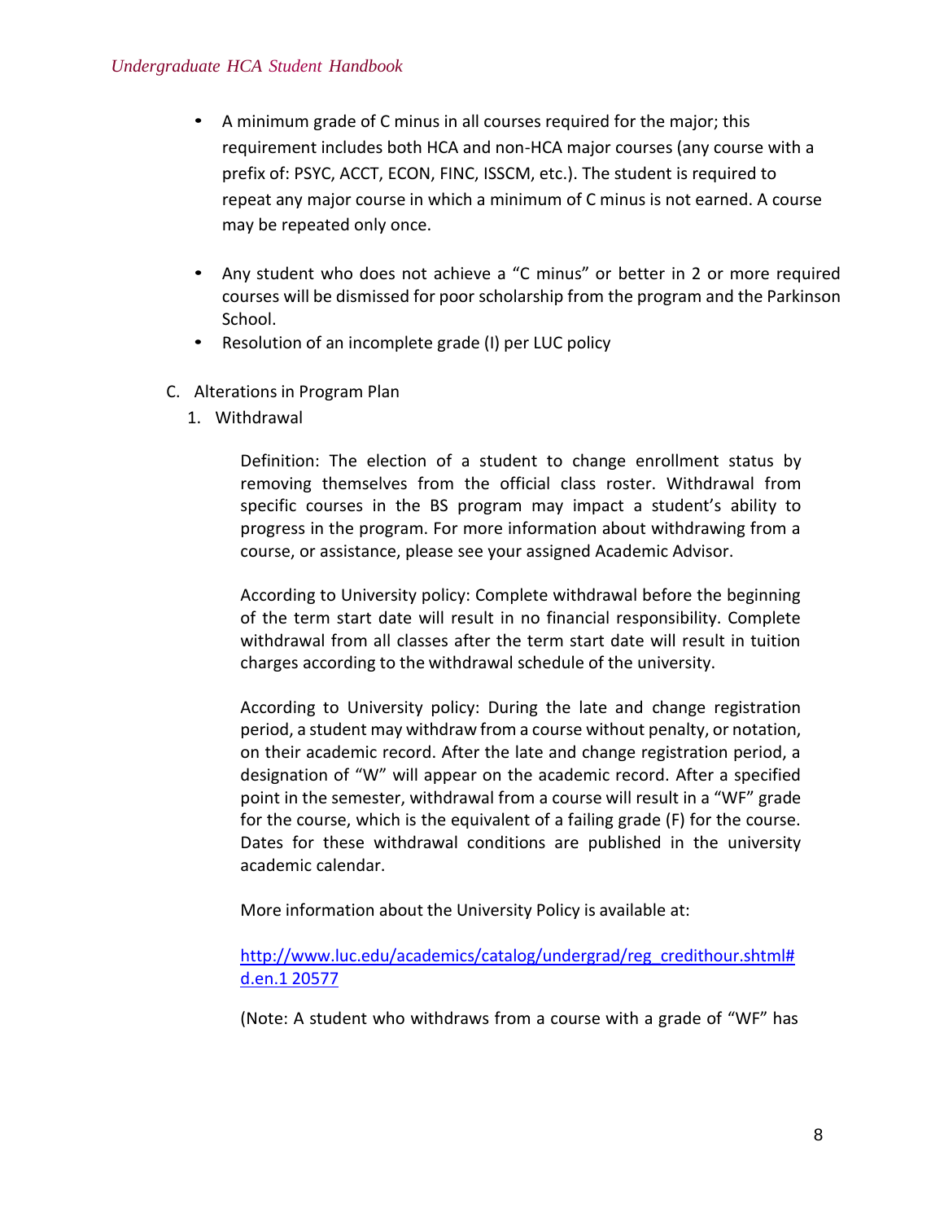- A minimum grade of C minus in all courses required for the major; this requirement includes both HCA and non-HCA major courses (any course with a prefix of: PSYC, ACCT, ECON, FINC, ISSCM, etc.). The student is required to repeat any major course in which a minimum of C minus is not earned. A course may be repeated only once.

- Any student who does not achieve a "C minus" or better in 2 or more required courses will be dismissed for poor scholarship from the program and the Parkinson School.
- Resolution of an incomplete grade (I) per LUC policy

C. Alterations in Program Plan

1. Withdrawal

Definition: The election of a student to change enrollment status by removing themselves from the official class roster. Withdrawal from specific courses in the BS program may impact a student's ability to progress in the program. For more information about withdrawing from a course, or assistance, please see your assigned Academic Advisor.

According to University policy: Complete withdrawal before the beginning of the term start date will result in no financial responsibility. Complete withdrawal from all classes after the term start date will result in tuition charges according to the withdrawal schedule of the university.

According to University policy: During the late and change registration period, a student may withdraw from a course without penalty, or notation, on their academic record. After the late and change registration period, a designation of "W" will appear on the academic record. After a specified point in the semester, withdrawal from a course will result in a "WF" grade for the course, which is the equivalent of a failing grade (F) for the course. Dates for these withdrawal conditions are published in the university academic calendar.

More information about the University Policy is available at:

http://www.luc.edu/academics/catalog/undergrad/reg_credithour.shtml#d.en.1 20577

(Note: A student who withdraws from a course with a grade of "WF" has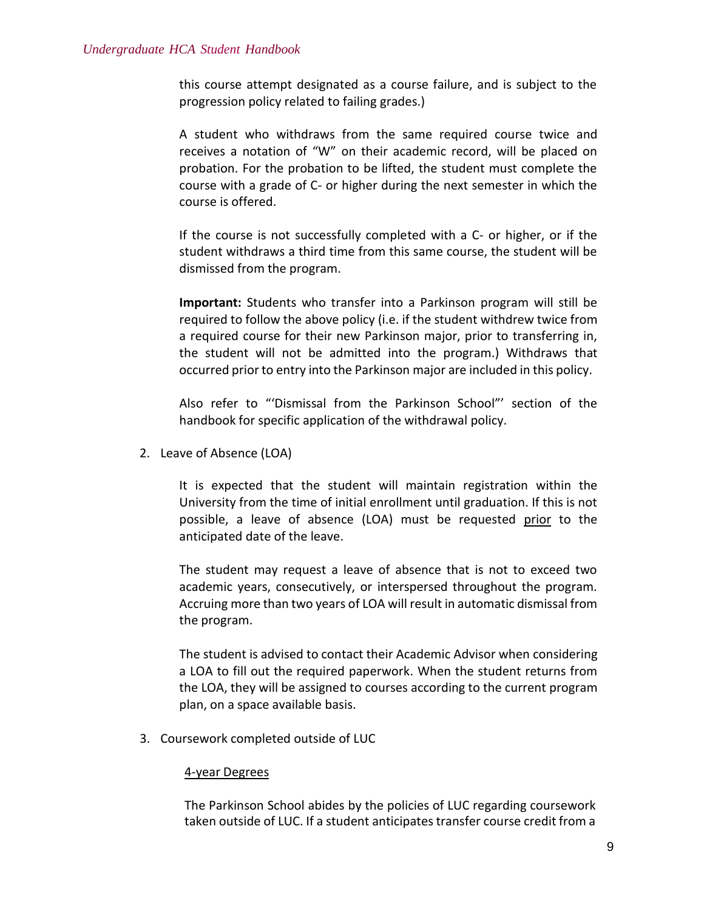this course attempt designated as a course failure, and is subject to the progression policy related to failing grades.)

A student who withdraws from the same required course twice and receives a notation of "W" on their academic record, will be placed on probation. For the probation to be lifted, the student must complete the course with a grade of C- or higher during the next semester in which the course is offered.

If the course is not successfully completed with a C- or higher, or if the student withdraws a third time from this same course, the student will be dismissed from the program.

**Important:** Students who transfer into a Parkinson program will still be required to follow the above policy (i.e. if the student withdrew twice from a required course for their new Parkinson major, prior to transferring in, the student will not be admitted into the program.) Withdraws that occurred prior to entry into the Parkinson major are included in this policy.

Also refer to "'Dismissal from the Parkinson School"' section of the handbook for specific application of the withdrawal policy.

2. Leave of Absence (LOA)

   It is expected that the student will maintain registration within the University from the time of initial enrollment until graduation. If this is not possible, a leave of absence (LOA) must be requested <u>prior</u> to the anticipated date of the leave.

   The student may request a leave of absence that is not to exceed two academic years, consecutively, or interspersed throughout the program. Accruing more than two years of LOA will result in automatic dismissal from the program.

   The student is advised to contact their Academic Advisor when considering a LOA to fill out the required paperwork. When the student returns from the LOA, they will be assigned to courses according to the current program plan, on a space available basis.

3. Coursework completed outside of LUC

   <u>4-year Degrees</u>

   The Parkinson School abides by the policies of LUC regarding coursework taken outside of LUC. If a student anticipates transfer course credit from a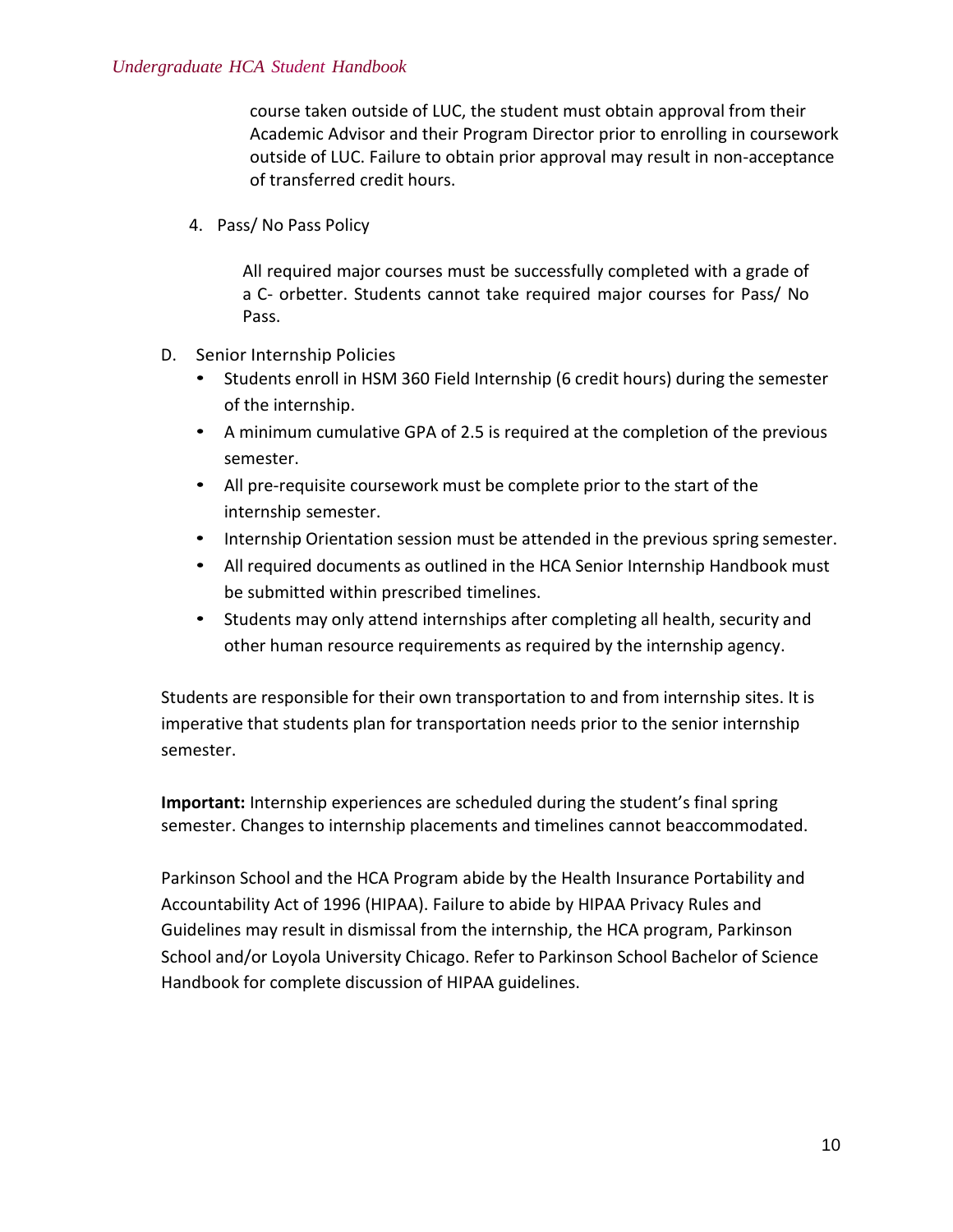course taken outside of LUC, the student must obtain approval from their Academic Advisor and their Program Director prior to enrolling in coursework outside of LUC. Failure to obtain prior approval may result in non-acceptance of transferred credit hours.

4. Pass/ No Pass Policy

   All required major courses must be successfully completed with a grade of a C- orbetter. Students cannot take required major courses for Pass/ No Pass.

D. Senior Internship Policies

- Students enroll in HSM 360 Field Internship (6 credit hours) during the semester of the internship.
- A minimum cumulative GPA of 2.5 is required at the completion of the previous semester.
- All pre-requisite coursework must be complete prior to the start of the internship semester.
- Internship Orientation session must be attended in the previous spring semester.
- All required documents as outlined in the HCA Senior Internship Handbook must be submitted within prescribed timelines.
- Students may only attend internships after completing all health, security and other human resource requirements as required by the internship agency.

Students are responsible for their own transportation to and from internship sites. It is imperative that students plan for transportation needs prior to the senior internship semester.

**Important:** Internship experiences are scheduled during the student's final spring semester. Changes to internship placements and timelines cannot beaccommodated.

Parkinson School and the HCA Program abide by the Health Insurance Portability and Accountability Act of 1996 (HIPAA). Failure to abide by HIPAA Privacy Rules and Guidelines may result in dismissal from the internship, the HCA program, Parkinson School and/or Loyola University Chicago. Refer to Parkinson School Bachelor of Science Handbook for complete discussion of HIPAA guidelines.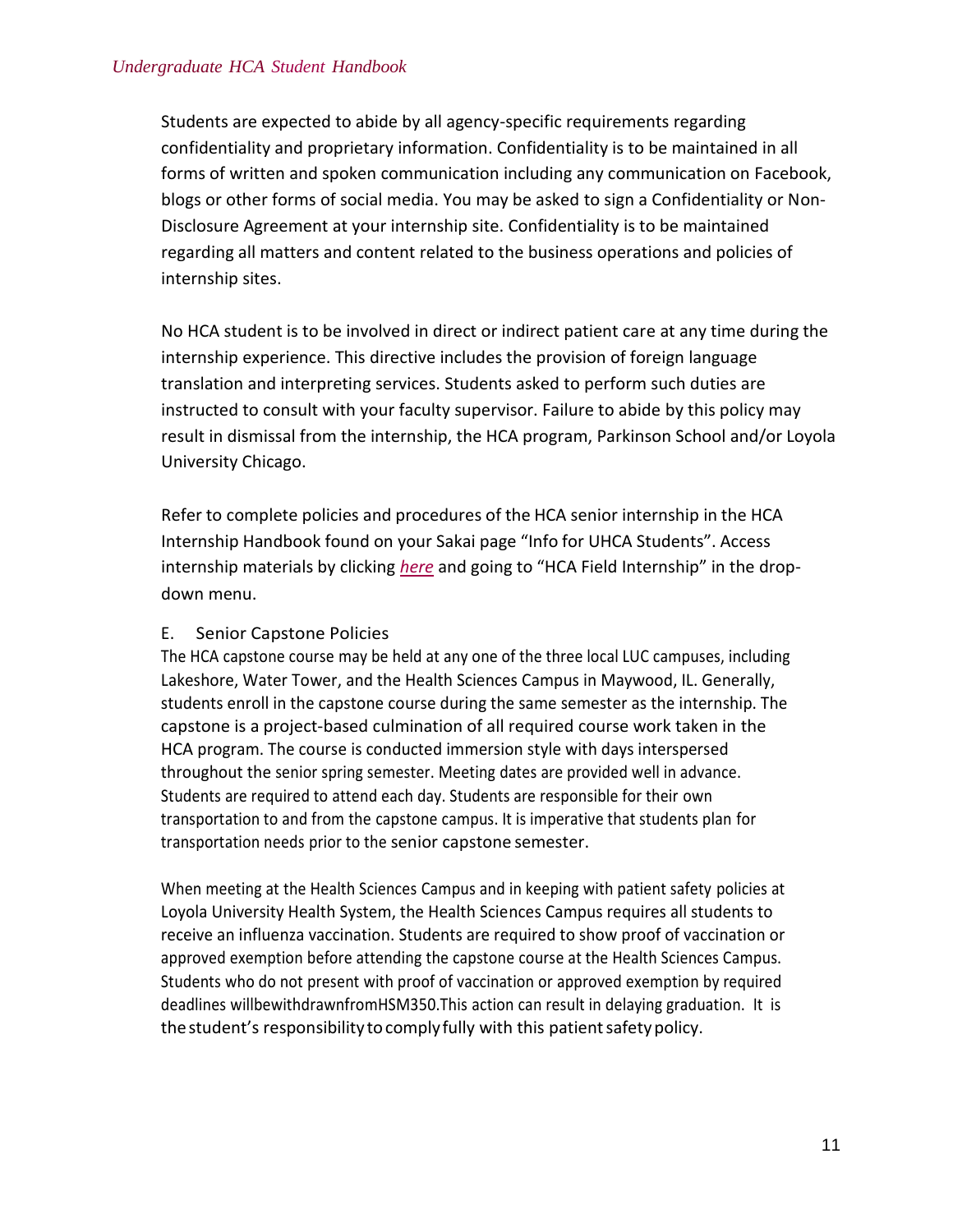Students are expected to abide by all agency-specific requirements regarding confidentiality and proprietary information. Confidentiality is to be maintained in all forms of written and spoken communication including any communication on Facebook, blogs or other forms of social media. You may be asked to sign a Confidentiality or Non-Disclosure Agreement at your internship site. Confidentiality is to be maintained regarding all matters and content related to the business operations and policies of internship sites.

No HCA student is to be involved in direct or indirect patient care at any time during the internship experience. This directive includes the provision of foreign language translation and interpreting services. Students asked to perform such duties are instructed to consult with your faculty supervisor. Failure to abide by this policy may result in dismissal from the internship, the HCA program, Parkinson School and/or Loyola University Chicago.

Refer to complete policies and procedures of the HCA senior internship in the HCA Internship Handbook found on your Sakai page "Info for UHCA Students". Access internship materials by clicking *here* and going to "HCA Field Internship" in the drop-down menu.

### E. Senior Capstone Policies

The HCA capstone course may be held at any one of the three local LUC campuses, including Lakeshore, Water Tower, and the Health Sciences Campus in Maywood, IL. Generally, students enroll in the capstone course during the same semester as the internship. The capstone is a project-based culmination of all required course work taken in the HCA program. The course is conducted immersion style with days interspersed throughout the senior spring semester. Meeting dates are provided well in advance. Students are required to attend each day. Students are responsible for their own transportation to and from the capstone campus. It is imperative that students plan for transportation needs prior to the senior capstone semester.

When meeting at the Health Sciences Campus and in keeping with patient safety policies at Loyola University Health System, the Health Sciences Campus requires all students to receive an influenza vaccination. Students are required to show proof of vaccination or approved exemption before attending the capstone course at the Health Sciences Campus. Students who do not present with proof of vaccination or approved exemption by required deadlines will be withdrawn from HSM350. This action can result in delaying graduation. It is the student's responsibility to comply fully with this patient safety policy.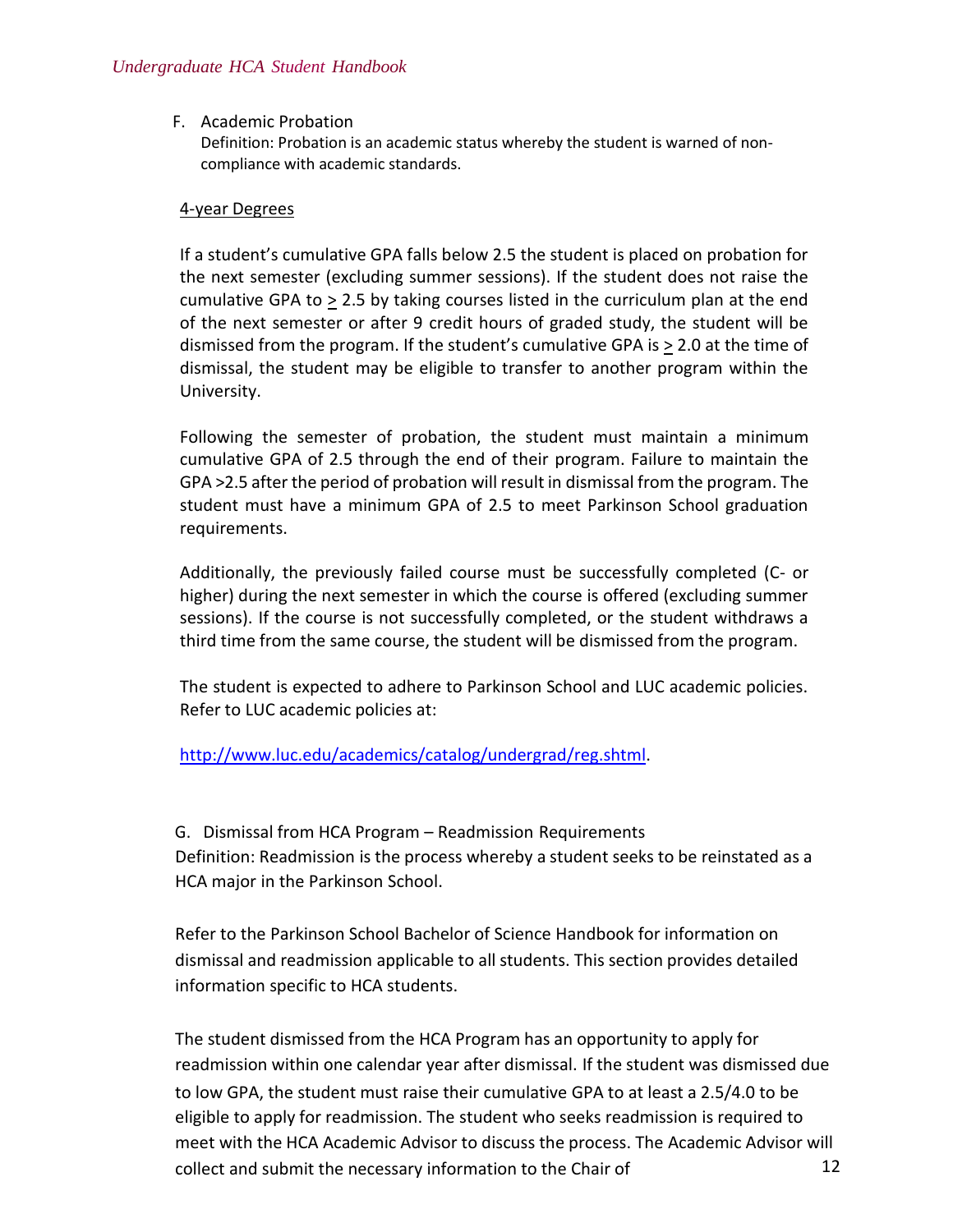F. Academic Probation

Definition: Probation is an academic status whereby the student is warned of non-compliance with academic standards.

4-year Degrees

If a student's cumulative GPA falls below 2.5 the student is placed on probation for the next semester (excluding summer sessions). If the student does not raise the cumulative GPA to $\geq$ 2.5 by taking courses listed in the curriculum plan at the end of the next semester or after 9 credit hours of graded study, the student will be dismissed from the program. If the student's cumulative GPA is $\geq$ 2.0 at the time of dismissal, the student may be eligible to transfer to another program within the University.

Following the semester of probation, the student must maintain a minimum cumulative GPA of 2.5 through the end of their program. Failure to maintain the GPA >2.5 after the period of probation will result in dismissal from the program. The student must have a minimum GPA of 2.5 to meet Parkinson School graduation requirements.

Additionally, the previously failed course must be successfully completed (C- or higher) during the next semester in which the course is offered (excluding summer sessions). If the course is not successfully completed, or the student withdraws a third time from the same course, the student will be dismissed from the program.

The student is expected to adhere to Parkinson School and LUC academic policies. Refer to LUC academic policies at:

http://www.luc.edu/academics/catalog/undergrad/reg.shtml.

G. Dismissal from HCA Program – Readmission Requirements

Definition: Readmission is the process whereby a student seeks to be reinstated as a HCA major in the Parkinson School.

Refer to the Parkinson School Bachelor of Science Handbook for information on dismissal and readmission applicable to all students. This section provides detailed information specific to HCA students.

The student dismissed from the HCA Program has an opportunity to apply for readmission within one calendar year after dismissal. If the student was dismissed due to low GPA, the student must raise their cumulative GPA to at least a 2.5/4.0 to be eligible to apply for readmission. The student who seeks readmission is required to meet with the HCA Academic Advisor to discuss the process. The Academic Advisor will collect and submit the necessary information to the Chair of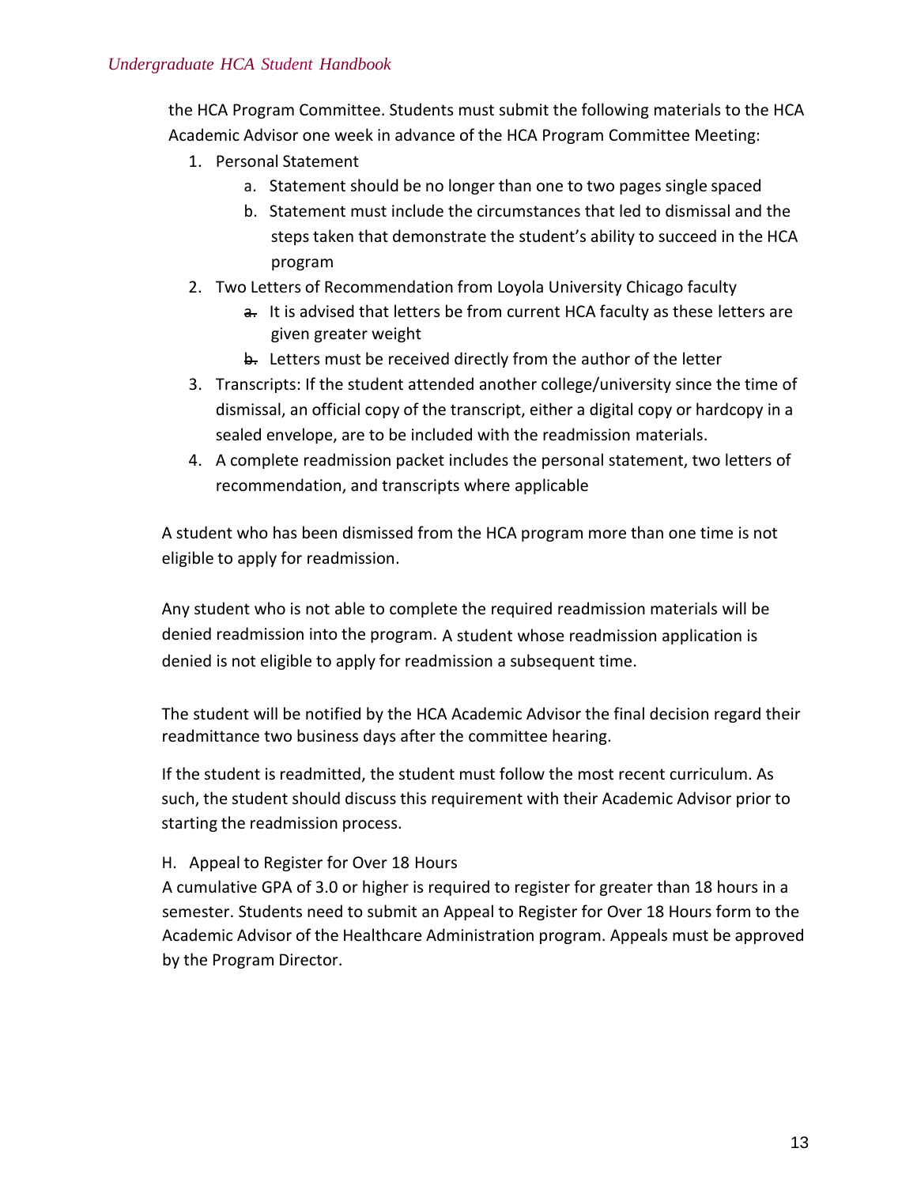the HCA Program Committee. Students must submit the following materials to the HCA Academic Advisor one week in advance of the HCA Program Committee Meeting:

1. Personal Statement
   a. Statement should be no longer than one to two pages single spaced
   b. Statement must include the circumstances that led to dismissal and the steps taken that demonstrate the student's ability to succeed in the HCA program
2. Two Letters of Recommendation from Loyola University Chicago faculty
   a. It is advised that letters be from current HCA faculty as these letters are given greater weight
   b. Letters must be received directly from the author of the letter
3. Transcripts: If the student attended another college/university since the time of dismissal, an official copy of the transcript, either a digital copy or hardcopy in a sealed envelope, are to be included with the readmission materials.
4. A complete readmission packet includes the personal statement, two letters of recommendation, and transcripts where applicable

A student who has been dismissed from the HCA program more than one time is not eligible to apply for readmission.

Any student who is not able to complete the required readmission materials will be denied readmission into the program. A student whose readmission application is denied is not eligible to apply for readmission a subsequent time.

The student will be notified by the HCA Academic Advisor the final decision regard their readmittance two business days after the committee hearing.

If the student is readmitted, the student must follow the most recent curriculum. As such, the student should discuss this requirement with their Academic Advisor prior to starting the readmission process.

H. Appeal to Register for Over 18 Hours

A cumulative GPA of 3.0 or higher is required to register for greater than 18 hours in a semester. Students need to submit an Appeal to Register for Over 18 Hours form to the Academic Advisor of the Healthcare Administration program. Appeals must be approved by the Program Director.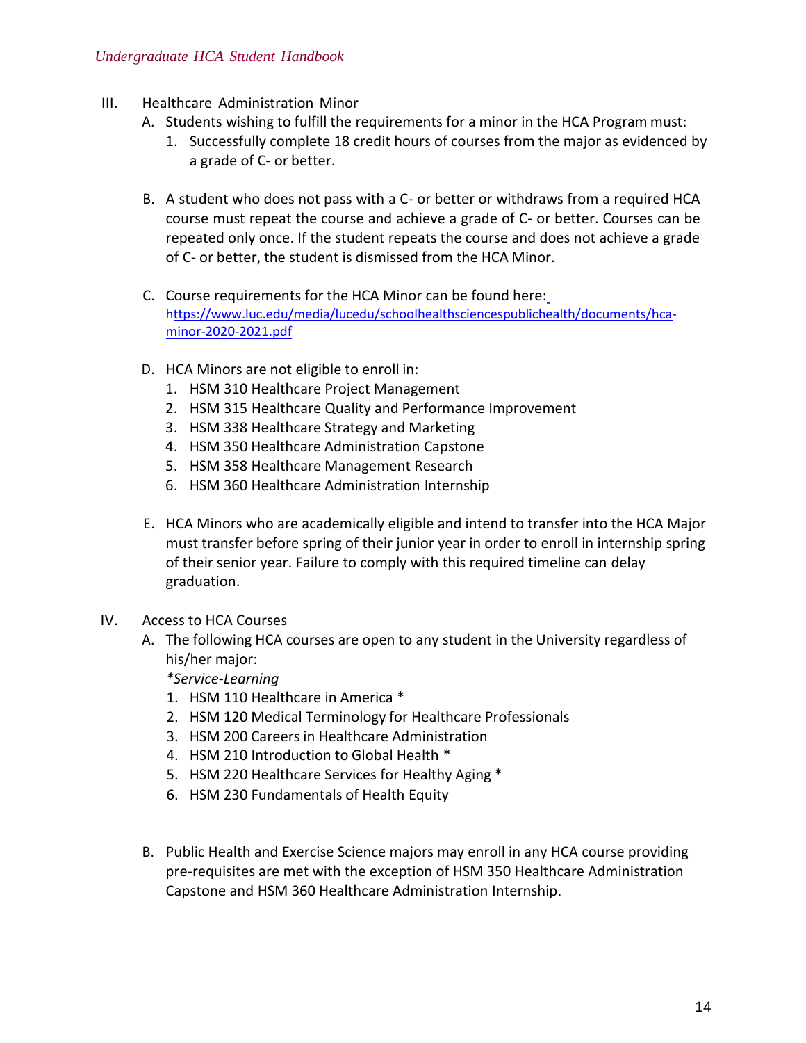III. Healthcare Administration Minor

A. Students wishing to fulfill the requirements for a minor in the HCA Program must:
   1. Successfully complete 18 credit hours of courses from the major as evidenced by a grade of C- or better.

B. A student who does not pass with a C- or better or withdraws from a required HCA course must repeat the course and achieve a grade of C- or better. Courses can be repeated only once. If the student repeats the course and does not achieve a grade of C- or better, the student is dismissed from the HCA Minor.

C. Course requirements for the HCA Minor can be found here: https://www.luc.edu/media/lucedu/schoolhealthsciencespublichealth/documents/hca-minor-2020-2021.pdf

D. HCA Minors are not eligible to enroll in:
   1. HSM 310 Healthcare Project Management
   2. HSM 315 Healthcare Quality and Performance Improvement
   3. HSM 338 Healthcare Strategy and Marketing
   4. HSM 350 Healthcare Administration Capstone
   5. HSM 358 Healthcare Management Research
   6. HSM 360 Healthcare Administration Internship

E. HCA Minors who are academically eligible and intend to transfer into the HCA Major must transfer before spring of their junior year in order to enroll in internship spring of their senior year. Failure to comply with this required timeline can delay graduation.

IV. Access to HCA Courses

A. The following HCA courses are open to any student in the University regardless of his/her major:

   *\*Service-Learning*

   1. HSM 110 Healthcare in America *
   2. HSM 120 Medical Terminology for Healthcare Professionals
   3. HSM 200 Careers in Healthcare Administration
   4. HSM 210 Introduction to Global Health *
   5. HSM 220 Healthcare Services for Healthy Aging *
   6. HSM 230 Fundamentals of Health Equity

B. Public Health and Exercise Science majors may enroll in any HCA course providing pre-requisites are met with the exception of HSM 350 Healthcare Administration Capstone and HSM 360 Healthcare Administration Internship.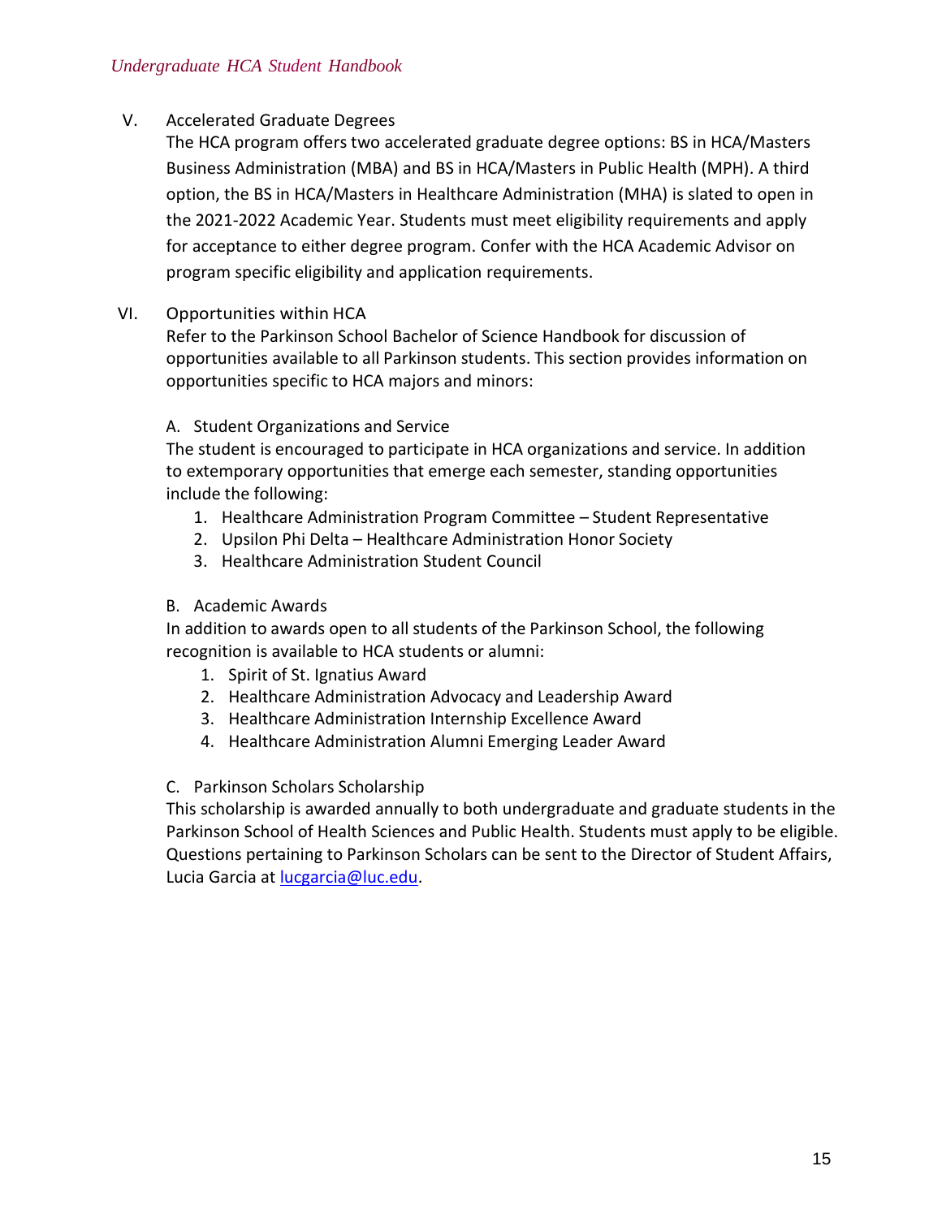## V. Accelerated Graduate Degrees

The HCA program offers two accelerated graduate degree options: BS in HCA/Masters Business Administration (MBA) and BS in HCA/Masters in Public Health (MPH). A third option, the BS in HCA/Masters in Healthcare Administration (MHA) is slated to open in the 2021-2022 Academic Year. Students must meet eligibility requirements and apply for acceptance to either degree program. Confer with the HCA Academic Advisor on program specific eligibility and application requirements.

## VI. Opportunities within HCA

Refer to the Parkinson School Bachelor of Science Handbook for discussion of opportunities available to all Parkinson students. This section provides information on opportunities specific to HCA majors and minors:

### A. Student Organizations and Service

The student is encouraged to participate in HCA organizations and service. In addition to extemporary opportunities that emerge each semester, standing opportunities include the following:

1. Healthcare Administration Program Committee – Student Representative
2. Upsilon Phi Delta – Healthcare Administration Honor Society
3. Healthcare Administration Student Council

### B. Academic Awards

In addition to awards open to all students of the Parkinson School, the following recognition is available to HCA students or alumni:

1. Spirit of St. Ignatius Award
2. Healthcare Administration Advocacy and Leadership Award
3. Healthcare Administration Internship Excellence Award
4. Healthcare Administration Alumni Emerging Leader Award

### C. Parkinson Scholars Scholarship

This scholarship is awarded annually to both undergraduate and graduate students in the Parkinson School of Health Sciences and Public Health. Students must apply to be eligible. Questions pertaining to Parkinson Scholars can be sent to the Director of Student Affairs, Lucia Garcia at lucgarcia@luc.edu.